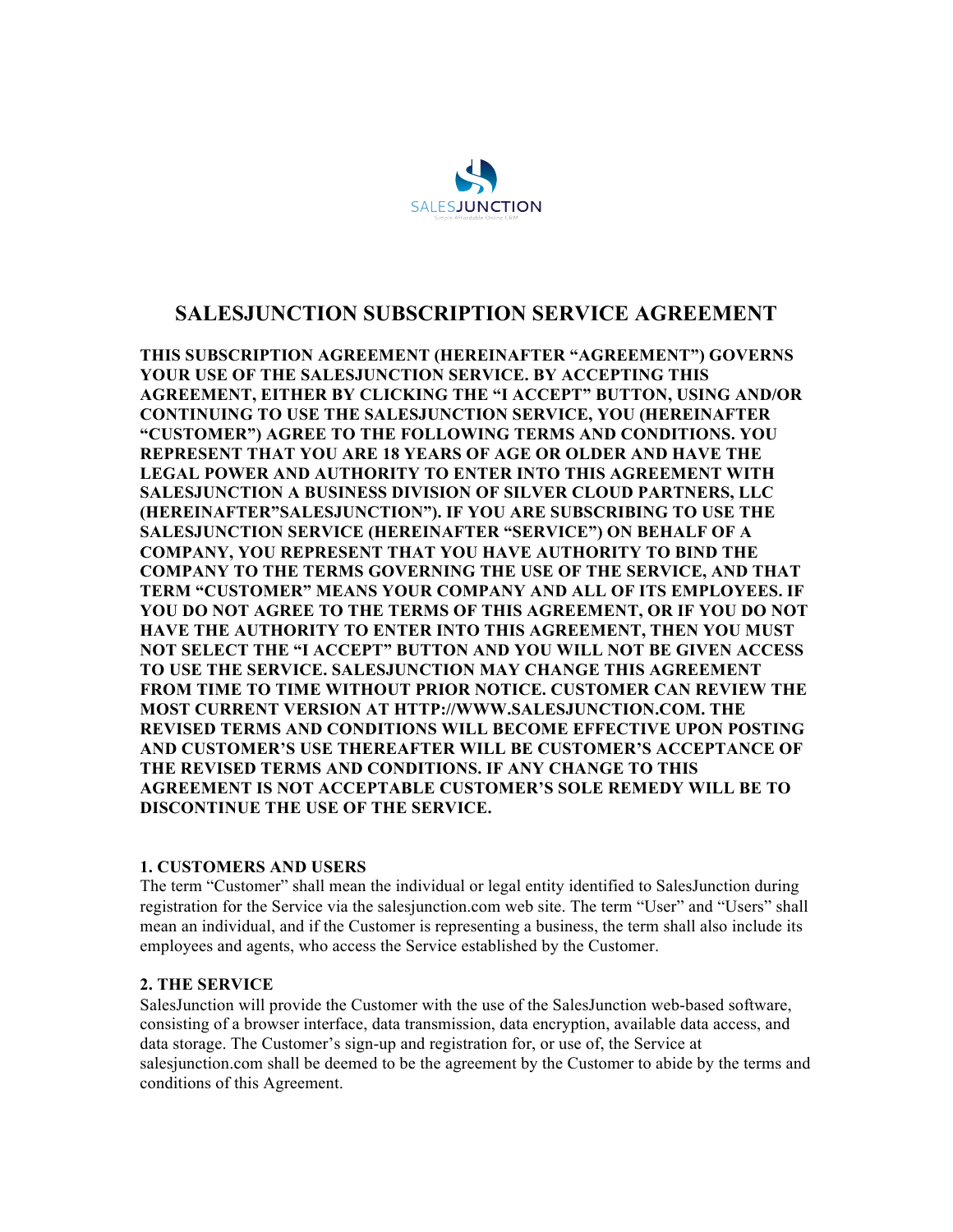# SALESJUNCTION SUBSCRIPTION SERVICE AGREEMENT

**THIS SUBSCRIPTION AGREEMENT (HEREINAFTER "AGREEMENT") GOVERNS YOUR USE OF THE SALESJUNCTION SERVICE. BY ACCEPTING THIS AGREEMENT, EITHER BY CLICKING THE "I ACCEPT" BUTTON, USING AND/OR CONTINUING TO USE THE SALESJUNCTION SERVICE, YOU (HEREINAFTER "CUSTOMER") AGREE TO THE FOLLOWING TERMS AND CONDITIONS. YOU REPRESENT THAT YOU ARE 18 YEARS OF AGE OR OLDER AND HAVE THE LEGAL POWER AND AUTHORITY TO ENTER INTO THIS AGREEMENT WITH SALESJUNCTION A BUSINESS DIVISION OF SILVER CLOUD PARTNERS, LLC (HEREINAFTER"SALESJUNCTION"). IF YOU ARE SUBSCRIBING TO USE THE SALESJUNCTION SERVICE (HEREINAFTER "SERVICE") ON BEHALF OF A COMPANY, YOU REPRESENT THAT YOU HAVE AUTHORITY TO BIND THE COMPANY TO THE TERMS GOVERNING THE USE OF THE SERVICE, AND THAT TERM "CUSTOMER" MEANS YOUR COMPANY AND ALL OF ITS EMPLOYEES. IF YOU DO NOT AGREE TO THE TERMS OF THIS AGREEMENT, OR IF YOU DO NOT HAVE THE AUTHORITY TO ENTER INTO THIS AGREEMENT, THEN YOU MUST NOT SELECT THE "I ACCEPT" BUTTON AND YOU WILL NOT BE GIVEN ACCESS TO USE THE SERVICE. SALESJUNCTION MAY CHANGE THIS AGREEMENT FROM TIME TO TIME WITHOUT PRIOR NOTICE. CUSTOMER CAN REVIEW THE MOST CURRENT VERSION AT HTTP://WWW.SALESJUNCTION.COM. THE REVISED TERMS AND CONDITIONS WILL BECOME EFFECTIVE UPON POSTING AND CUSTOMER'S USE THEREAFTER WILL BE CUSTOMER'S ACCEPTANCE OF THE REVISED TERMS AND CONDITIONS. IF ANY CHANGE TO THIS AGREEMENT IS NOT ACCEPTABLE CUSTOMER'S SOLE REMEDY WILL BE TO DISCONTINUE THE USE OF THE SERVICE.**

### 1. CUSTOMERS AND USERS

The term "Customer" shall mean the individual or legal entity identified to SalesJunction during registration for the Service via the salesjunction.com web site. The term "User" and "Users" shall mean an individual, and if the Customer is representing a business, the term shall also include its employees and agents, who access the Service established by the Customer.

### 2. THE SERVICE

SalesJunction will provide the Customer with the use of the SalesJunction web-based software, consisting of a browser interface, data transmission, data encryption, available data access, and data storage. The Customer's sign-up and registration for, or use of, the Service at salesjunction.com shall be deemed to be the agreement by the Customer to abide by the terms and conditions of this Agreement.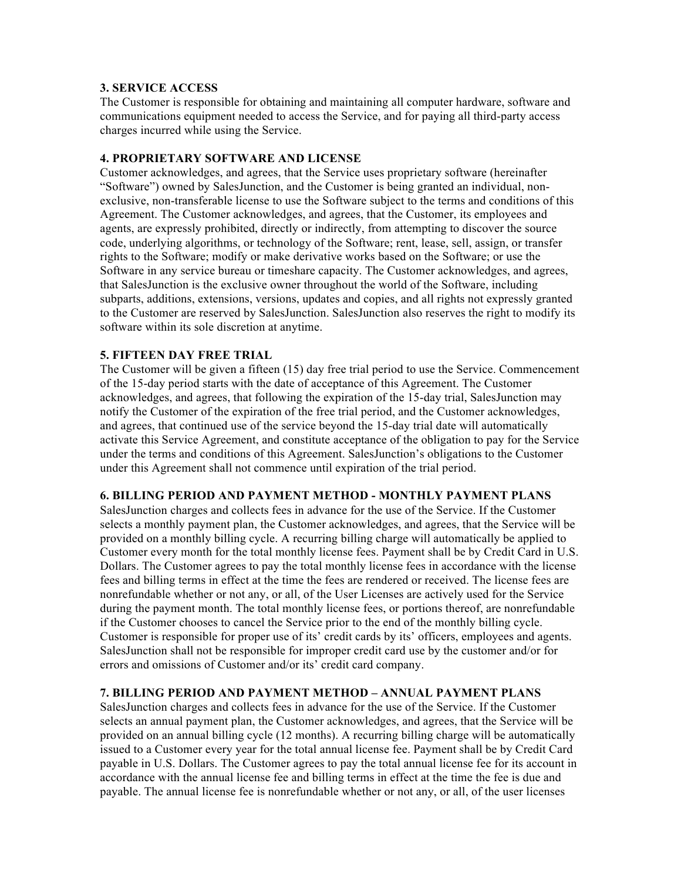**3. SERVICE ACCESS**

The Customer is responsible for obtaining and maintaining all computer hardware, software and communications equipment needed to access the Service, and for paying all third-party access charges incurred while using the Service.

**4. PROPRIETARY SOFTWARE AND LICENSE**

Customer acknowledges, and agrees, that the Service uses proprietary software (hereinafter "Software") owned by SalesJunction, and the Customer is being granted an individual, non-exclusive, non-transferable license to use the Software subject to the terms and conditions of this Agreement. The Customer acknowledges, and agrees, that the Customer, its employees and agents, are expressly prohibited, directly or indirectly, from attempting to discover the source code, underlying algorithms, or technology of the Software; rent, lease, sell, assign, or transfer rights to the Software; modify or make derivative works based on the Software; or use the Software in any service bureau or timeshare capacity. The Customer acknowledges, and agrees, that SalesJunction is the exclusive owner throughout the world of the Software, including subparts, additions, extensions, versions, updates and copies, and all rights not expressly granted to the Customer are reserved by SalesJunction. SalesJunction also reserves the right to modify its software within its sole discretion at anytime.

**5. FIFTEEN DAY FREE TRIAL**

The Customer will be given a fifteen (15) day free trial period to use the Service. Commencement of the 15-day period starts with the date of acceptance of this Agreement. The Customer acknowledges, and agrees, that following the expiration of the 15-day trial, SalesJunction may notify the Customer of the expiration of the free trial period, and the Customer acknowledges, and agrees, that continued use of the service beyond the 15-day trial date will automatically activate this Service Agreement, and constitute acceptance of the obligation to pay for the Service under the terms and conditions of this Agreement. SalesJunction's obligations to the Customer under this Agreement shall not commence until expiration of the trial period.

**6. BILLING PERIOD AND PAYMENT METHOD - MONTHLY PAYMENT PLANS**

SalesJunction charges and collects fees in advance for the use of the Service. If the Customer selects a monthly payment plan, the Customer acknowledges, and agrees, that the Service will be provided on a monthly billing cycle. A recurring billing charge will automatically be applied to Customer every month for the total monthly license fees. Payment shall be by Credit Card in U.S. Dollars. The Customer agrees to pay the total monthly license fees in accordance with the license fees and billing terms in effect at the time the fees are rendered or received. The license fees are nonrefundable whether or not any, or all, of the User Licenses are actively used for the Service during the payment month. The total monthly license fees, or portions thereof, are nonrefundable if the Customer chooses to cancel the Service prior to the end of the monthly billing cycle. Customer is responsible for proper use of its' credit cards by its' officers, employees and agents. SalesJunction shall not be responsible for improper credit card use by the customer and/or for errors and omissions of Customer and/or its' credit card company.

**7. BILLING PERIOD AND PAYMENT METHOD – ANNUAL PAYMENT PLANS**

SalesJunction charges and collects fees in advance for the use of the Service. If the Customer selects an annual payment plan, the Customer acknowledges, and agrees, that the Service will be provided on an annual billing cycle (12 months). A recurring billing charge will be automatically issued to a Customer every year for the total annual license fee. Payment shall be by Credit Card payable in U.S. Dollars. The Customer agrees to pay the total annual license fee for its account in accordance with the annual license fee and billing terms in effect at the time the fee is due and payable. The annual license fee is nonrefundable whether or not any, or all, of the user licenses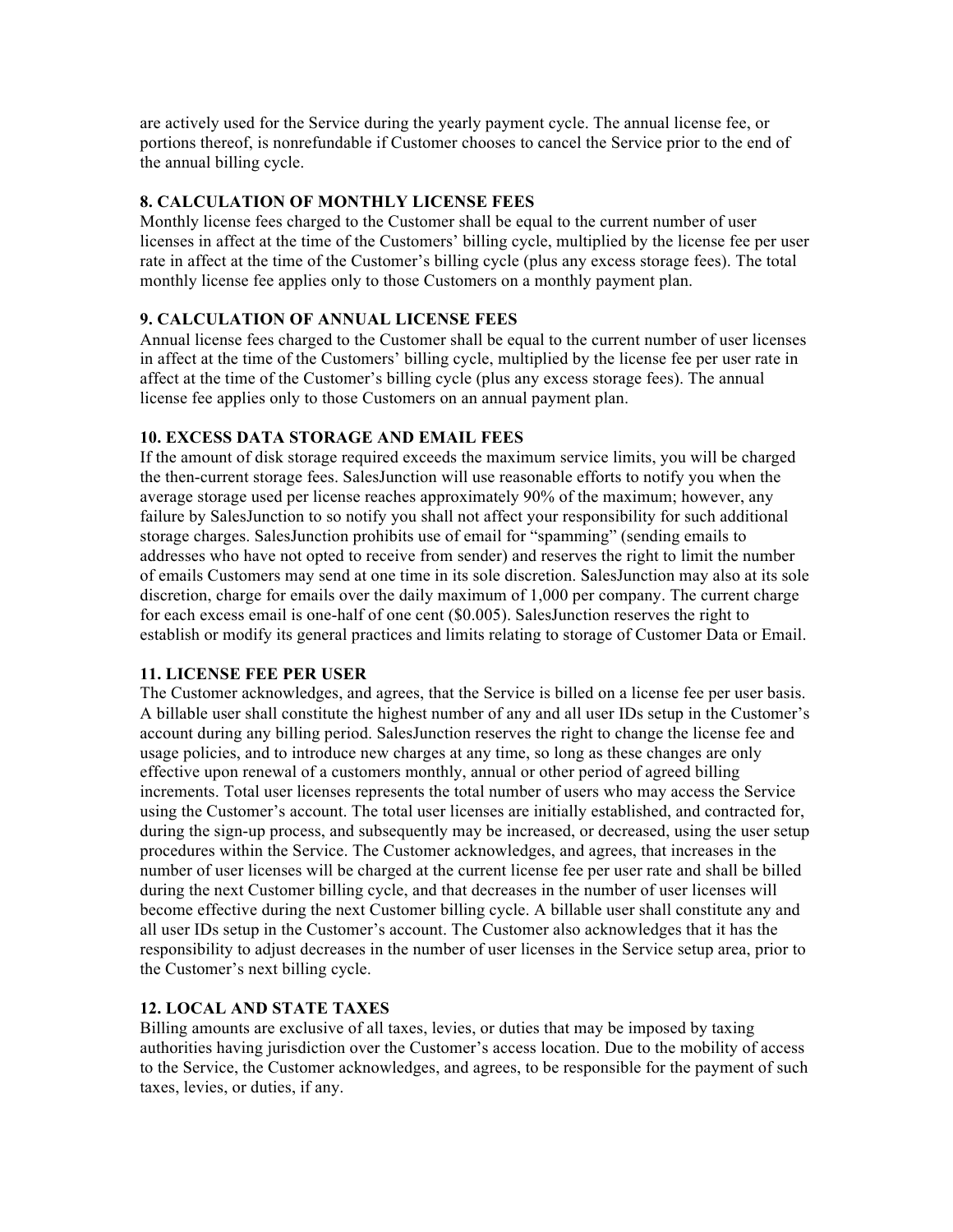are actively used for the Service during the yearly payment cycle. The annual license fee, or portions thereof, is nonrefundable if Customer chooses to cancel the Service prior to the end of the annual billing cycle.

**8. CALCULATION OF MONTHLY LICENSE FEES**

Monthly license fees charged to the Customer shall be equal to the current number of user licenses in affect at the time of the Customers' billing cycle, multiplied by the license fee per user rate in affect at the time of the Customer's billing cycle (plus any excess storage fees). The total monthly license fee applies only to those Customers on a monthly payment plan.

**9. CALCULATION OF ANNUAL LICENSE FEES**

Annual license fees charged to the Customer shall be equal to the current number of user licenses in affect at the time of the Customers' billing cycle, multiplied by the license fee per user rate in affect at the time of the Customer's billing cycle (plus any excess storage fees). The annual license fee applies only to those Customers on an annual payment plan.

**10. EXCESS DATA STORAGE AND EMAIL FEES**

If the amount of disk storage required exceeds the maximum service limits, you will be charged the then-current storage fees. SalesJunction will use reasonable efforts to notify you when the average storage used per license reaches approximately 90% of the maximum; however, any failure by SalesJunction to so notify you shall not affect your responsibility for such additional storage charges. SalesJunction prohibits use of email for "spamming" (sending emails to addresses who have not opted to receive from sender) and reserves the right to limit the number of emails Customers may send at one time in its sole discretion. SalesJunction may also at its sole discretion, charge for emails over the daily maximum of 1,000 per company. The current charge for each excess email is one-half of one cent ($0.005). SalesJunction reserves the right to establish or modify its general practices and limits relating to storage of Customer Data or Email.

**11. LICENSE FEE PER USER**

The Customer acknowledges, and agrees, that the Service is billed on a license fee per user basis. A billable user shall constitute the highest number of any and all user IDs setup in the Customer's account during any billing period. SalesJunction reserves the right to change the license fee and usage policies, and to introduce new charges at any time, so long as these changes are only effective upon renewal of a customers monthly, annual or other period of agreed billing increments. Total user licenses represents the total number of users who may access the Service using the Customer's account. The total user licenses are initially established, and contracted for, during the sign-up process, and subsequently may be increased, or decreased, using the user setup procedures within the Service. The Customer acknowledges, and agrees, that increases in the number of user licenses will be charged at the current license fee per user rate and shall be billed during the next Customer billing cycle, and that decreases in the number of user licenses will become effective during the next Customer billing cycle. A billable user shall constitute any and all user IDs setup in the Customer's account. The Customer also acknowledges that it has the responsibility to adjust decreases in the number of user licenses in the Service setup area, prior to the Customer's next billing cycle.

**12. LOCAL AND STATE TAXES**

Billing amounts are exclusive of all taxes, levies, or duties that may be imposed by taxing authorities having jurisdiction over the Customer's access location. Due to the mobility of access to the Service, the Customer acknowledges, and agrees, to be responsible for the payment of such taxes, levies, or duties, if any.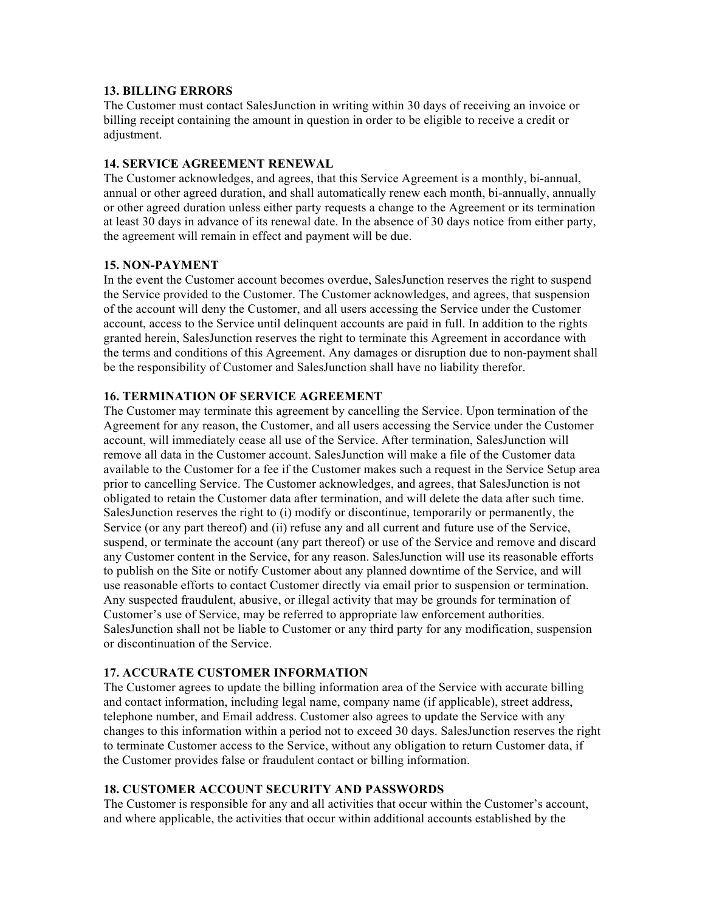**13. BILLING ERRORS**

The Customer must contact SalesJunction in writing within 30 days of receiving an invoice or billing receipt containing the amount in question in order to be eligible to receive a credit or adjustment.

**14. SERVICE AGREEMENT RENEWAL**

The Customer acknowledges, and agrees, that this Service Agreement is a monthly, bi-annual, annual or other agreed duration, and shall automatically renew each month, bi-annually, annually or other agreed duration unless either party requests a change to the Agreement or its termination at least 30 days in advance of its renewal date. In the absence of 30 days notice from either party, the agreement will remain in effect and payment will be due.

**15. NON-PAYMENT**

In the event the Customer account becomes overdue, SalesJunction reserves the right to suspend the Service provided to the Customer. The Customer acknowledges, and agrees, that suspension of the account will deny the Customer, and all users accessing the Service under the Customer account, access to the Service until delinquent accounts are paid in full. In addition to the rights granted herein, SalesJunction reserves the right to terminate this Agreement in accordance with the terms and conditions of this Agreement. Any damages or disruption due to non-payment shall be the responsibility of Customer and SalesJunction shall have no liability therefor.

**16. TERMINATION OF SERVICE AGREEMENT**

The Customer may terminate this agreement by cancelling the Service. Upon termination of the Agreement for any reason, the Customer, and all users accessing the Service under the Customer account, will immediately cease all use of the Service. After termination, SalesJunction will remove all data in the Customer account. SalesJunction will make a file of the Customer data available to the Customer for a fee if the Customer makes such a request in the Service Setup area prior to cancelling Service. The Customer acknowledges, and agrees, that SalesJunction is not obligated to retain the Customer data after termination, and will delete the data after such time. SalesJunction reserves the right to (i) modify or discontinue, temporarily or permanently, the Service (or any part thereof) and (ii) refuse any and all current and future use of the Service, suspend, or terminate the account (any part thereof) or use of the Service and remove and discard any Customer content in the Service, for any reason. SalesJunction will use its reasonable efforts to publish on the Site or notify Customer about any planned downtime of the Service, and will use reasonable efforts to contact Customer directly via email prior to suspension or termination. Any suspected fraudulent, abusive, or illegal activity that may be grounds for termination of Customer's use of Service, may be referred to appropriate law enforcement authorities. SalesJunction shall not be liable to Customer or any third party for any modification, suspension or discontinuation of the Service.

**17. ACCURATE CUSTOMER INFORMATION**

The Customer agrees to update the billing information area of the Service with accurate billing and contact information, including legal name, company name (if applicable), street address, telephone number, and Email address. Customer also agrees to update the Service with any changes to this information within a period not to exceed 30 days. SalesJunction reserves the right to terminate Customer access to the Service, without any obligation to return Customer data, if the Customer provides false or fraudulent contact or billing information.

**18. CUSTOMER ACCOUNT SECURITY AND PASSWORDS**

The Customer is responsible for any and all activities that occur within the Customer's account, and where applicable, the activities that occur within additional accounts established by the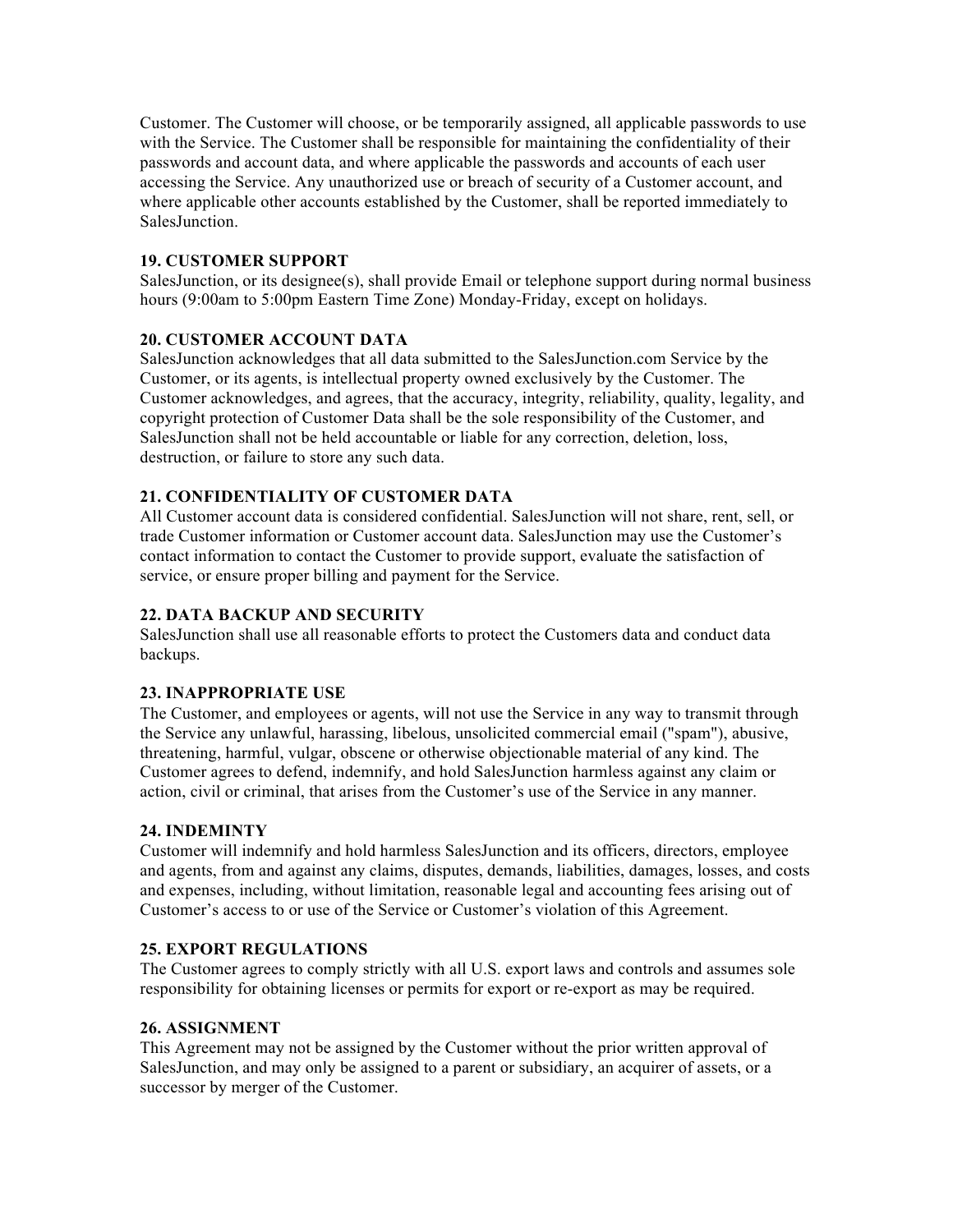Customer. The Customer will choose, or be temporarily assigned, all applicable passwords to use with the Service. The Customer shall be responsible for maintaining the confidentiality of their passwords and account data, and where applicable the passwords and accounts of each user accessing the Service. Any unauthorized use or breach of security of a Customer account, and where applicable other accounts established by the Customer, shall be reported immediately to SalesJunction.

**19. CUSTOMER SUPPORT**
SalesJunction, or its designee(s), shall provide Email or telephone support during normal business hours (9:00am to 5:00pm Eastern Time Zone) Monday-Friday, except on holidays.

**20. CUSTOMER ACCOUNT DATA**
SalesJunction acknowledges that all data submitted to the SalesJunction.com Service by the Customer, or its agents, is intellectual property owned exclusively by the Customer. The Customer acknowledges, and agrees, that the accuracy, integrity, reliability, quality, legality, and copyright protection of Customer Data shall be the sole responsibility of the Customer, and SalesJunction shall not be held accountable or liable for any correction, deletion, loss, destruction, or failure to store any such data.

**21. CONFIDENTIALITY OF CUSTOMER DATA**
All Customer account data is considered confidential. SalesJunction will not share, rent, sell, or trade Customer information or Customer account data. SalesJunction may use the Customer's contact information to contact the Customer to provide support, evaluate the satisfaction of service, or ensure proper billing and payment for the Service.

**22. DATA BACKUP AND SECURITY**
SalesJunction shall use all reasonable efforts to protect the Customers data and conduct data backups.

**23. INAPPROPRIATE USE**
The Customer, and employees or agents, will not use the Service in any way to transmit through the Service any unlawful, harassing, libelous, unsolicited commercial email ("spam"), abusive, threatening, harmful, vulgar, obscene or otherwise objectionable material of any kind. The Customer agrees to defend, indemnify, and hold SalesJunction harmless against any claim or action, civil or criminal, that arises from the Customer's use of the Service in any manner.

**24. INDEMINTY**
Customer will indemnify and hold harmless SalesJunction and its officers, directors, employee and agents, from and against any claims, disputes, demands, liabilities, damages, losses, and costs and expenses, including, without limitation, reasonable legal and accounting fees arising out of Customer's access to or use of the Service or Customer's violation of this Agreement.

**25. EXPORT REGULATIONS**
The Customer agrees to comply strictly with all U.S. export laws and controls and assumes sole responsibility for obtaining licenses or permits for export or re-export as may be required.

**26. ASSIGNMENT**
This Agreement may not be assigned by the Customer without the prior written approval of SalesJunction, and may only be assigned to a parent or subsidiary, an acquirer of assets, or a successor by merger of the Customer.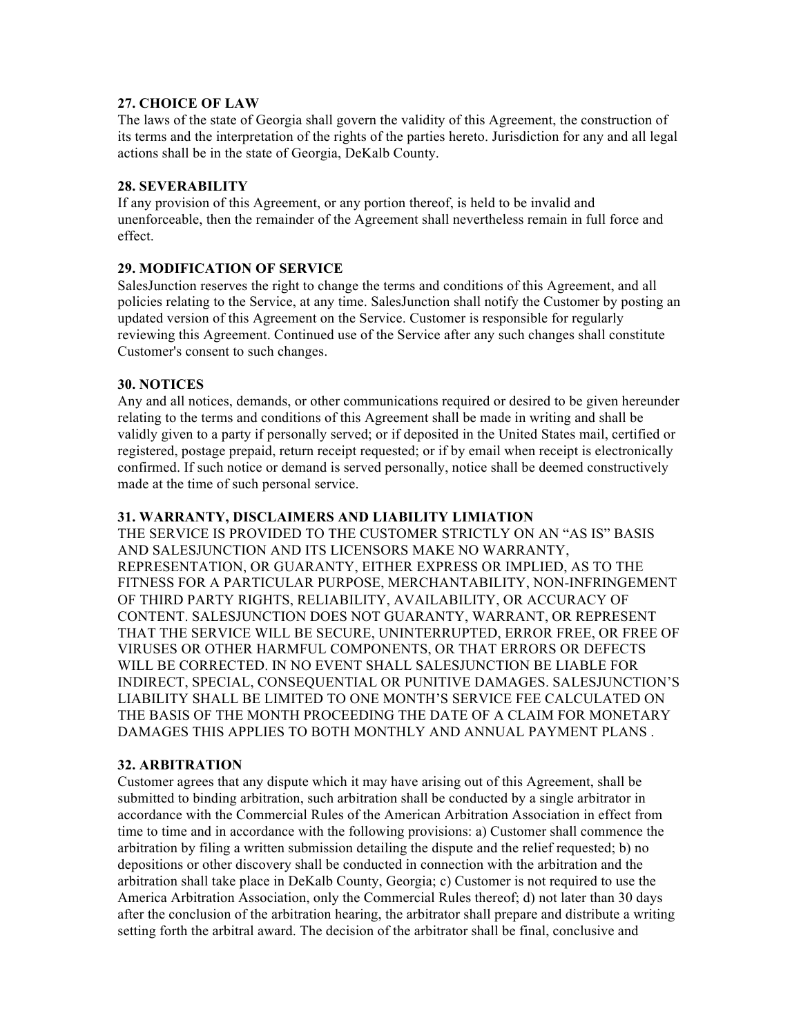**27. CHOICE OF LAW**
The laws of the state of Georgia shall govern the validity of this Agreement, the construction of its terms and the interpretation of the rights of the parties hereto. Jurisdiction for any and all legal actions shall be in the state of Georgia, DeKalb County.

**28. SEVERABILITY**
If any provision of this Agreement, or any portion thereof, is held to be invalid and unenforceable, then the remainder of the Agreement shall nevertheless remain in full force and effect.

**29. MODIFICATION OF SERVICE**
SalesJunction reserves the right to change the terms and conditions of this Agreement, and all policies relating to the Service, at any time. SalesJunction shall notify the Customer by posting an updated version of this Agreement on the Service. Customer is responsible for regularly reviewing this Agreement. Continued use of the Service after any such changes shall constitute Customer's consent to such changes.

**30. NOTICES**
Any and all notices, demands, or other communications required or desired to be given hereunder relating to the terms and conditions of this Agreement shall be made in writing and shall be validly given to a party if personally served; or if deposited in the United States mail, certified or registered, postage prepaid, return receipt requested; or if by email when receipt is electronically confirmed. If such notice or demand is served personally, notice shall be deemed constructively made at the time of such personal service.

**31. WARRANTY, DISCLAIMERS AND LIABILITY LIMIATION**
THE SERVICE IS PROVIDED TO THE CUSTOMER STRICTLY ON AN "AS IS" BASIS AND SALESJUNCTION AND ITS LICENSORS MAKE NO WARRANTY, REPRESENTATION, OR GUARANTY, EITHER EXPRESS OR IMPLIED, AS TO THE FITNESS FOR A PARTICULAR PURPOSE, MERCHANTABILITY, NON-INFRINGEMENT OF THIRD PARTY RIGHTS, RELIABILITY, AVAILABILITY, OR ACCURACY OF CONTENT. SALESJUNCTION DOES NOT GUARANTY, WARRANT, OR REPRESENT THAT THE SERVICE WILL BE SECURE, UNINTERRUPTED, ERROR FREE, OR FREE OF VIRUSES OR OTHER HARMFUL COMPONENTS, OR THAT ERRORS OR DEFECTS WILL BE CORRECTED. IN NO EVENT SHALL SALESJUNCTION BE LIABLE FOR INDIRECT, SPECIAL, CONSEQUENTIAL OR PUNITIVE DAMAGES. SALESJUNCTION'S LIABILITY SHALL BE LIMITED TO ONE MONTH'S SERVICE FEE CALCULATED ON THE BASIS OF THE MONTH PROCEEDING THE DATE OF A CLAIM FOR MONETARY DAMAGES THIS APPLIES TO BOTH MONTHLY AND ANNUAL PAYMENT PLANS .

**32. ARBITRATION**
Customer agrees that any dispute which it may have arising out of this Agreement, shall be submitted to binding arbitration, such arbitration shall be conducted by a single arbitrator in accordance with the Commercial Rules of the American Arbitration Association in effect from time to time and in accordance with the following provisions: a) Customer shall commence the arbitration by filing a written submission detailing the dispute and the relief requested; b) no depositions or other discovery shall be conducted in connection with the arbitration and the arbitration shall take place in DeKalb County, Georgia; c) Customer is not required to use the America Arbitration Association, only the Commercial Rules thereof; d) not later than 30 days after the conclusion of the arbitration hearing, the arbitrator shall prepare and distribute a writing setting forth the arbitral award. The decision of the arbitrator shall be final, conclusive and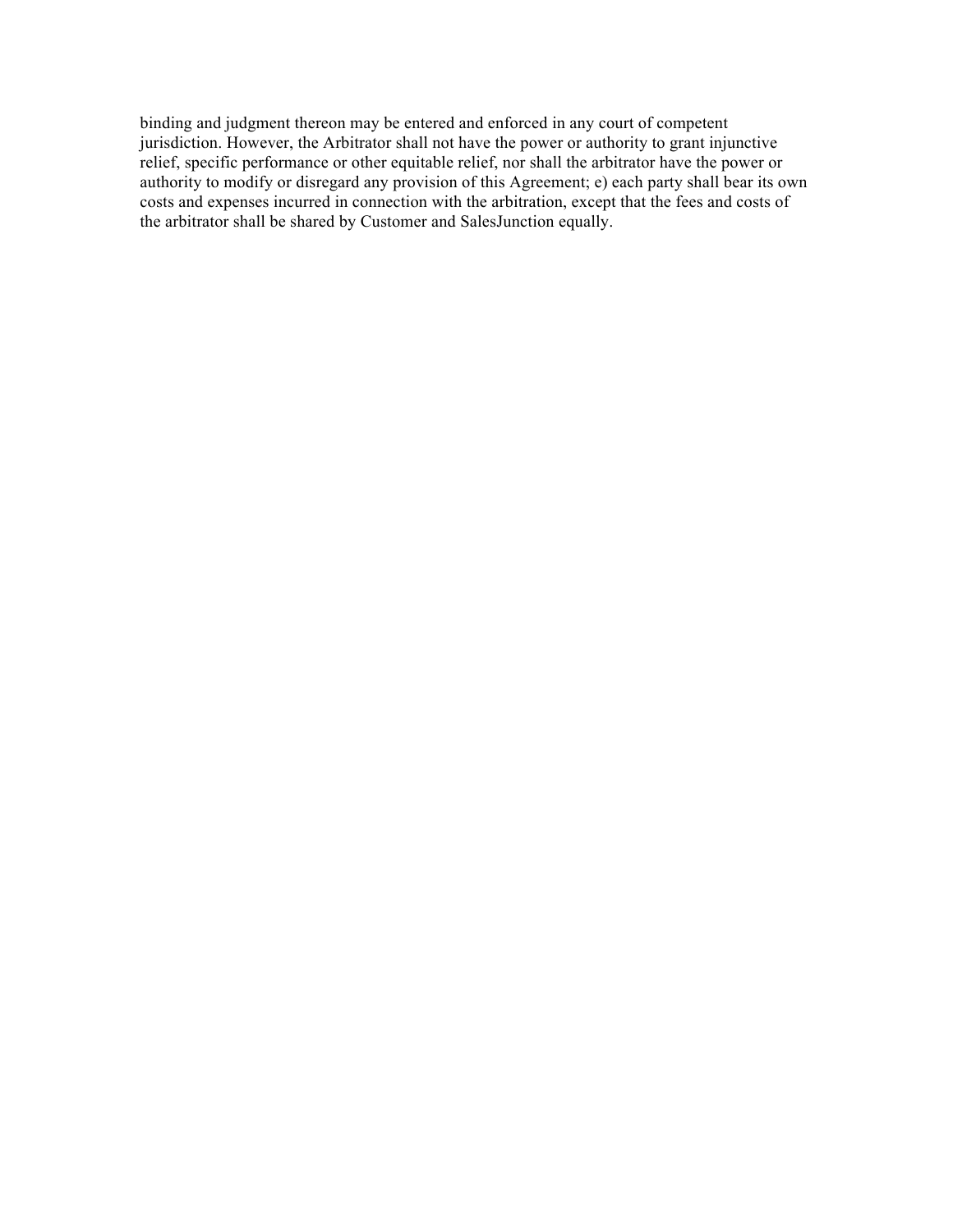binding and judgment thereon may be entered and enforced in any court of competent jurisdiction. However, the Arbitrator shall not have the power or authority to grant injunctive relief, specific performance or other equitable relief, nor shall the arbitrator have the power or authority to modify or disregard any provision of this Agreement; e) each party shall bear its own costs and expenses incurred in connection with the arbitration, except that the fees and costs of the arbitrator shall be shared by Customer and SalesJunction equally.